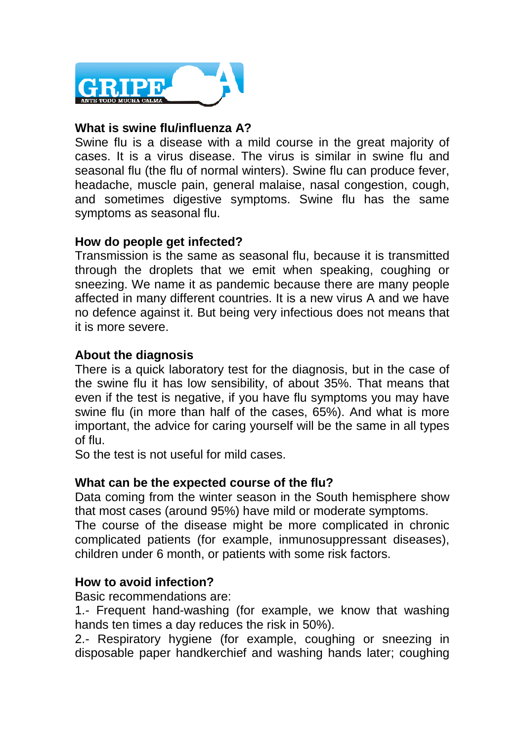GRIPE A

ANTE TODO MUCHA CALMA

## What is swine flu/influenza A?

Swine flu is a disease with a mild course in the great majority of cases. It is a virus disease. The virus is similar in swine flu and seasonal flu (the flu of normal winters). Swine flu can produce fever, headache, muscle pain, general malaise, nasal congestion, cough, and sometimes digestive symptoms. Swine flu has the same symptoms as seasonal flu.

## How do people get infected?

Transmission is the same as seasonal flu, because it is transmitted through the droplets that we emit when speaking, coughing or sneezing. We name it as pandemic because there are many people affected in many different countries. It is a new virus A and we have no defence against it. But being very infectious does not means that it is more severe.

## About the diagnosis

There is a quick laboratory test for the diagnosis, but in the case of the swine flu it has low sensibility, of about 35%. That means that even if the test is negative, if you have flu symptoms you may have swine flu (in more than half of the cases, 65%). And what is more important, the advice for caring yourself will be the same in all types of flu.

So the test is not useful for mild cases.

## What can be the expected course of the flu?

Data coming from the winter season in the South hemisphere show that most cases (around 95%) have mild or moderate symptoms.

The course of the disease might be more complicated in chronic complicated patients (for example, inmunosuppressant diseases), children under 6 month, or patients with some risk factors.

## How to avoid infection?

Basic recommendations are:

1.- Frequent hand-washing (for example, we know that washing hands ten times a day reduces the risk in 50%).

2.- Respiratory hygiene (for example, coughing or sneezing in disposable paper handkerchief and washing hands later; coughing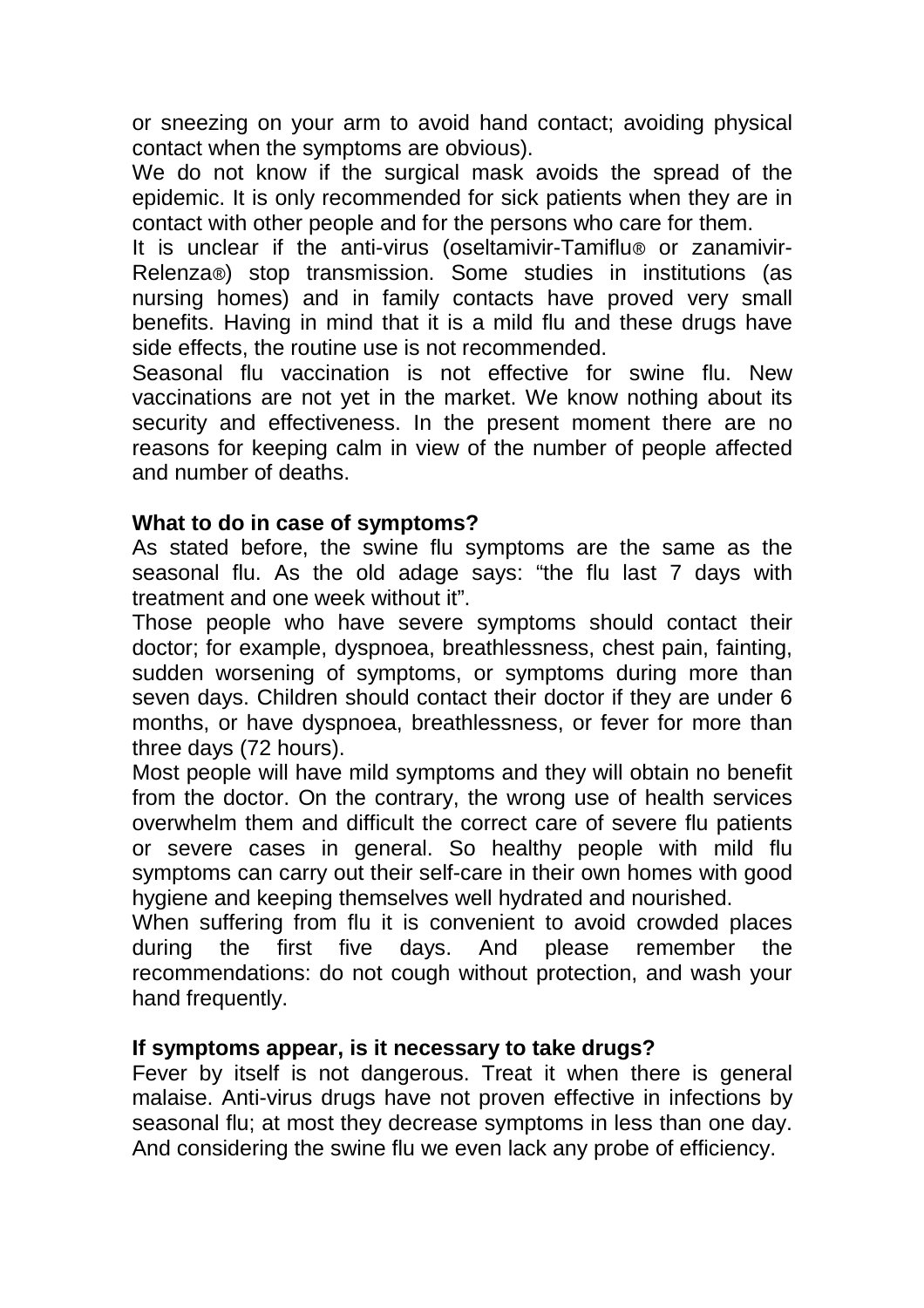or sneezing on your arm to avoid hand contact; avoiding physical contact when the symptoms are obvious).

We do not know if the surgical mask avoids the spread of the epidemic. It is only recommended for sick patients when they are in contact with other people and for the persons who care for them.

It is unclear if the anti-virus (oseltamivir-Tamiflu® or zanamivir-Relenza®) stop transmission. Some studies in institutions (as nursing homes) and in family contacts have proved very small benefits. Having in mind that it is a mild flu and these drugs have side effects, the routine use is not recommended.

Seasonal flu vaccination is not effective for swine flu. New vaccinations are not yet in the market. We know nothing about its security and effectiveness. In the present moment there are no reasons for keeping calm in view of the number of people affected and number of deaths.

**What to do in case of symptoms?**

As stated before, the swine flu symptoms are the same as the seasonal flu. As the old adage says: "the flu last 7 days with treatment and one week without it".

Those people who have severe symptoms should contact their doctor; for example, dyspnoea, breathlessness, chest pain, fainting, sudden worsening of symptoms, or symptoms during more than seven days. Children should contact their doctor if they are under 6 months, or have dyspnoea, breathlessness, or fever for more than three days (72 hours).

Most people will have mild symptoms and they will obtain no benefit from the doctor. On the contrary, the wrong use of health services overwhelm them and difficult the correct care of severe flu patients or severe cases in general. So healthy people with mild flu symptoms can carry out their self-care in their own homes with good hygiene and keeping themselves well hydrated and nourished.

When suffering from flu it is convenient to avoid crowded places during the first five days. And please remember the recommendations: do not cough without protection, and wash your hand frequently.

**If symptoms appear, is it necessary to take drugs?**

Fever by itself is not dangerous. Treat it when there is general malaise. Anti-virus drugs have not proven effective in infections by seasonal flu; at most they decrease symptoms in less than one day. And considering the swine flu we even lack any probe of efficiency.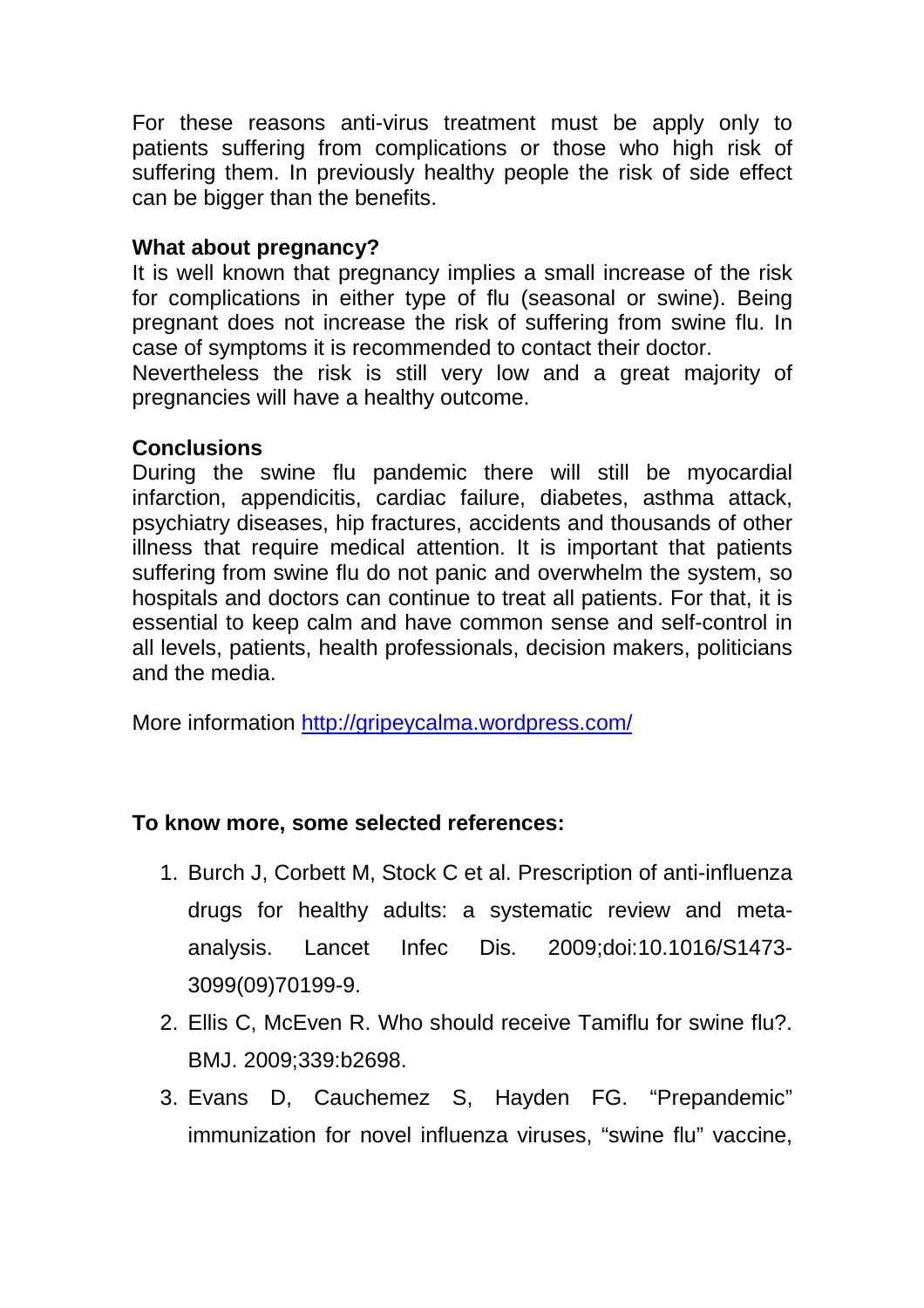For these reasons anti-virus treatment must be apply only to patients suffering from complications or those who high risk of suffering them. In previously healthy people the risk of side effect can be bigger than the benefits.

**What about pregnancy?**

It is well known that pregnancy implies a small increase of the risk for complications in either type of flu (seasonal or swine). Being pregnant does not increase the risk of suffering from swine flu. In case of symptoms it is recommended to contact their doctor.

Nevertheless the risk is still very low and a great majority of pregnancies will have a healthy outcome.

**Conclusions**

During the swine flu pandemic there will still be myocardial infarction, appendicitis, cardiac failure, diabetes, asthma attack, psychiatry diseases, hip fractures, accidents and thousands of other illness that require medical attention. It is important that patients suffering from swine flu do not panic and overwhelm the system, so hospitals and doctors can continue to treat all patients. For that, it is essential to keep calm and have common sense and self-control in all levels, patients, health professionals, decision makers, politicians and the media.

More information http://gripeycalma.wordpress.com/

**To know more, some selected references:**

1. Burch J, Corbett M, Stock C et al. Prescription of anti-influenza drugs for healthy adults: a systematic review and meta-analysis. Lancet Infec Dis. 2009;doi:10.1016/S1473-3099(09)70199-9.
2. Ellis C, McEven R. Who should receive Tamiflu for swine flu?. BMJ. 2009;339:b2698.
3. Evans D, Cauchemez S, Hayden FG. “Prepandemic” immunization for novel influenza viruses, “swine flu” vaccine,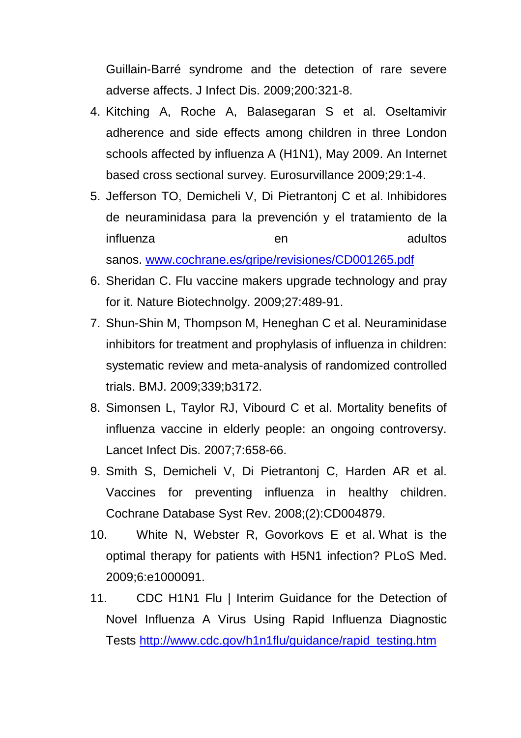Guillain-Barré syndrome and the detection of rare severe adverse affects. J Infect Dis. 2009;200:321-8.

4. Kitching A, Roche A, Balasegaran S et al. Oseltamivir adherence and side effects among children in three London schools affected by influenza A (H1N1), May 2009. An Internet based cross sectional survey. Eurosurvillance 2009;29:1-4.
5. Jefferson TO, Demicheli V, Di Pietrantonj C et al. Inhibidores de neuraminidasa para la prevención y el tratamiento de la influenza en adultos sanos. www.cochrane.es/gripe/revisiones/CD001265.pdf
6. Sheridan C. Flu vaccine makers upgrade technology and pray for it. Nature Biotechnolgy. 2009;27:489-91.
7. Shun-Shin M, Thompson M, Heneghan C et al. Neuraminidase inhibitors for treatment and prophylasis of influenza in children: systematic review and meta-analysis of randomized controlled trials. BMJ. 2009;339;b3172.
8. Simonsen L, Taylor RJ, Vibourd C et al. Mortality benefits of influenza vaccine in elderly people: an ongoing controversy. Lancet Infect Dis. 2007;7:658-66.
9. Smith S, Demicheli V, Di Pietrantonj C, Harden AR et al. Vaccines for preventing influenza in healthy children. Cochrane Database Syst Rev. 2008;(2):CD004879.
10. White N, Webster R, Govorkovs E et al. What is the optimal therapy for patients with H5N1 infection? PLoS Med. 2009;6:e1000091.
11. CDC H1N1 Flu | Interim Guidance for the Detection of Novel Influenza A Virus Using Rapid Influenza Diagnostic Tests http://www.cdc.gov/h1n1flu/guidance/rapid_testing.htm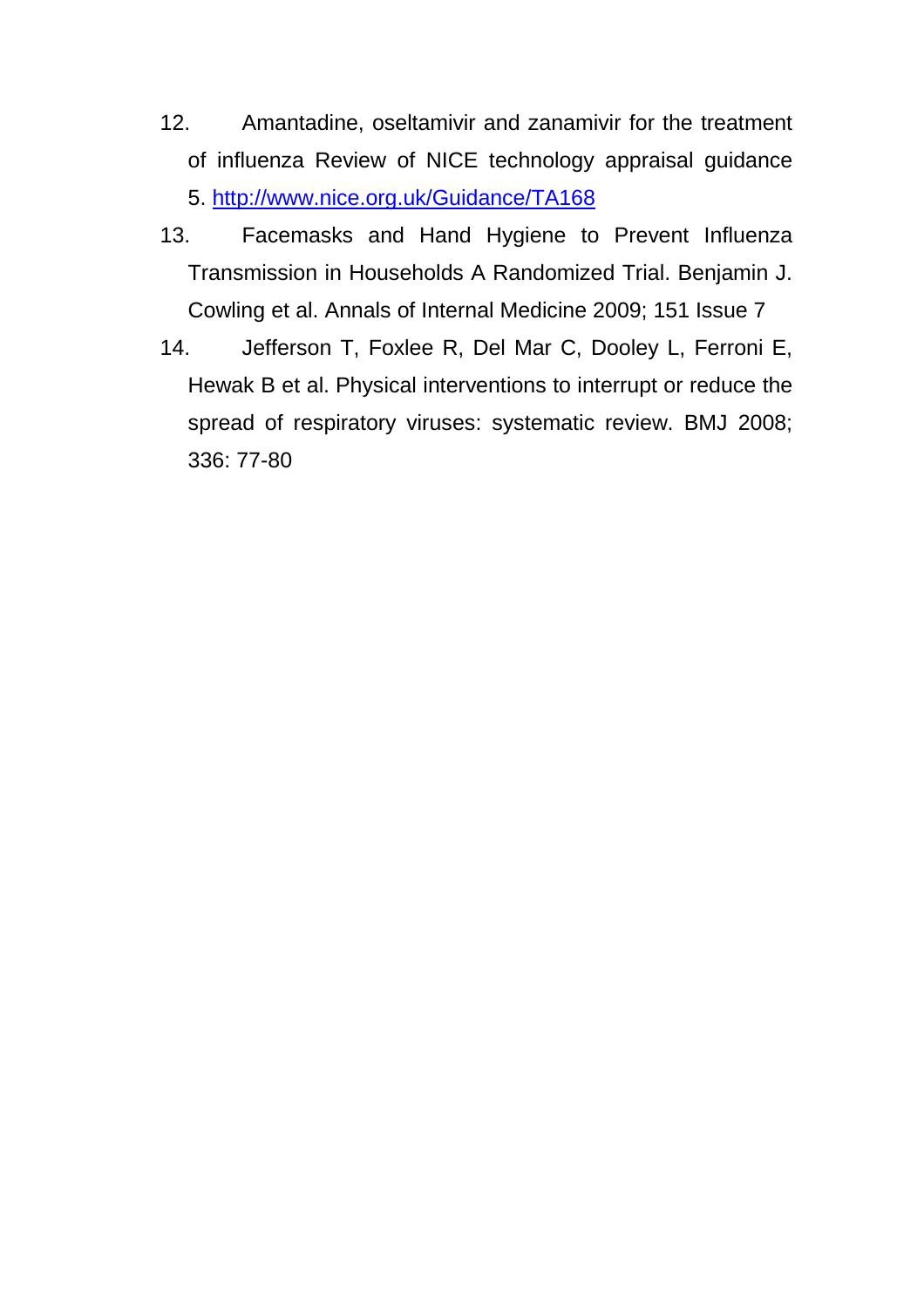12. Amantadine, oseltamivir and zanamivir for the treatment of influenza Review of NICE technology appraisal guidance 5. http://www.nice.org.uk/Guidance/TA168
13. Facemasks and Hand Hygiene to Prevent Influenza Transmission in Households A Randomized Trial. Benjamin J. Cowling et al. Annals of Internal Medicine 2009; 151 Issue 7
14. Jefferson T, Foxlee R, Del Mar C, Dooley L, Ferroni E, Hewak B et al. Physical interventions to interrupt or reduce the spread of respiratory viruses: systematic review. BMJ 2008; 336: 77-80